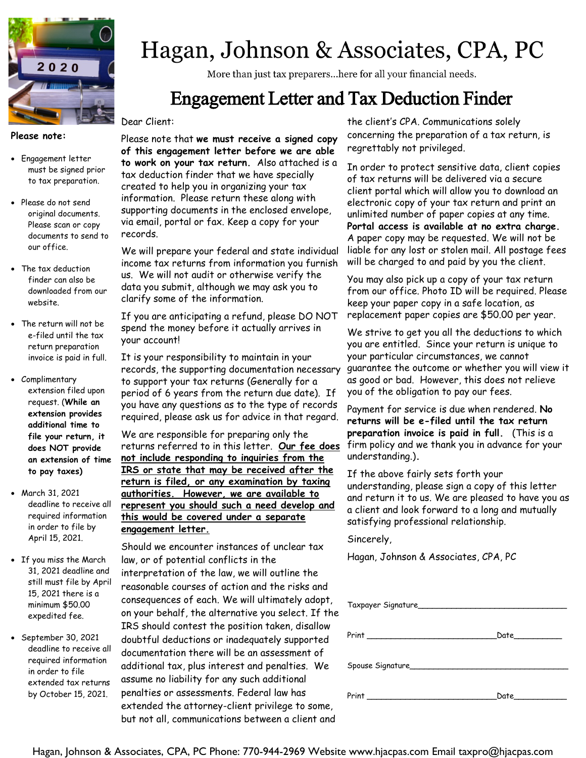# Hagan, Johnson & Associates, CPA, PC

More than just tax preparers…here for all your financial needs.

## Engagement Letter and Tax Deduction Finder

**Please note:**

- Engagement letter must be signed prior to tax preparation.
- Please do not send original documents. Please scan or copy documents to send to our office.
- The tax deduction finder can also be downloaded from our website.
- The return will not be e-filed until the tax return preparation invoice is paid in full.
- Complimentary extension filed upon request. (**While an extension provides additional time to file your return, it does NOT provide an extension of time to pay taxes)**
- March 31, 2021 deadline to receive all required information in order to file by April 15, 2021.
- If you miss the March 31, 2021 deadline and still must file by April 15, 2021 there is a minimum $50.00 expedited fee.
- September 30, 2021 deadline to receive all required information in order to file extended tax returns by October 15, 2021.

Dear Client:

Please note that **we must receive a signed copy of this engagement letter before we are able to work on your tax return.** Also attached is a tax deduction finder that we have specially created to help you in organizing your tax information. Please return these along with supporting documents in the enclosed envelope, via email, portal or fax. Keep a copy for your records.

We will prepare your federal and state individual income tax returns from information you furnish us. We will not audit or otherwise verify the data you submit, although we may ask you to clarify some of the information.

If you are anticipating a refund, please DO NOT spend the money before it actually arrives in your account!

It is your responsibility to maintain in your records, the supporting documentation necessary to support your tax returns (Generally for a period of 6 years from the return due date). If you have any questions as to the type of records required, please ask us for advice in that regard.

We are responsible for preparing only the returns referred to in this letter. **Our fee does not include responding to inquiries from the IRS or state that may be received after the return is filed, or any examination by taxing authorities. However, we are available to represent you should such a need develop and this would be covered under a separate engagement letter.**

Should we encounter instances of unclear tax law, or of potential conflicts in the interpretation of the law, we will outline the reasonable courses of action and the risks and consequences of each. We will ultimately adopt, on your behalf, the alternative you select. If the IRS should contest the position taken, disallow doubtful deductions or inadequately supported documentation there will be an assessment of additional tax, plus interest and penalties. We assume no liability for any such additional penalties or assessments. Federal law has extended the attorney-client privilege to some, but not all, communications between a client and the client's CPA. Communications solely concerning the preparation of a tax return, is regrettably not privileged.

In order to protect sensitive data, client copies of tax returns will be delivered via a secure client portal which will allow you to download an electronic copy of your tax return and print an unlimited number of paper copies at any time. **Portal access is available at no extra charge.** A paper copy may be requested. We will not be liable for any lost or stolen mail. All postage fees will be charged to and paid by you the client.

You may also pick up a copy of your tax return from our office. Photo ID will be required. Please keep your paper copy in a safe location, as replacement paper copies are $50.00 per year.

We strive to get you all the deductions to which you are entitled. Since your return is unique to your particular circumstances, we cannot guarantee the outcome or whether you will view it as good or bad. However, this does not relieve you of the obligation to pay our fees.

Payment for service is due when rendered. **No returns will be e-filed until the tax return preparation invoice is paid in full.** (This is a firm policy and we thank you in advance for your understanding.).

If the above fairly sets forth your understanding, please sign a copy of this letter and return it to us. We are pleased to have you as a client and look forward to a long and mutually satisfying professional relationship.

Sincerely,

Hagan, Johnson & Associates, CPA, PC

Taxpayer Signature______________________________

Print ___________________________Date__________

Spouse Signature________________________________

Print ___________________________Date___________

Hagan, Johnson & Associates, CPA, PC Phone: 770-944-2969 Website www.hjacpas.com Email taxpro@hjacpas.com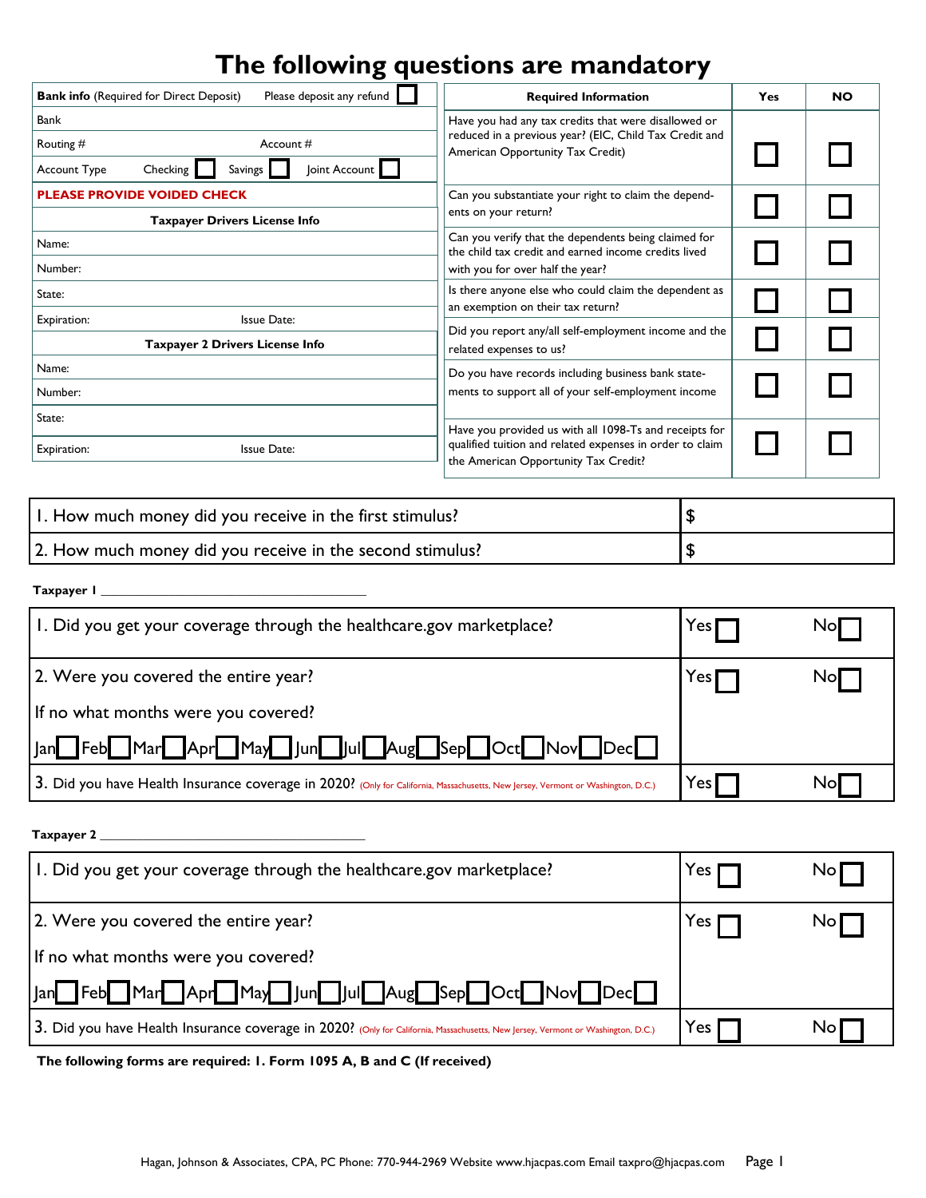# The following questions are mandatory

| **Bank info** (Required for Direct Deposit) | Please deposit any refund ☐ |
|---|---|
| Bank | |
| Routing # | Account # |
| Account Type | Checking ☐ Savings ☐ Joint Account ☐ |
| **PLEASE PROVIDE VOIDED CHECK** | |
| **Taxpayer Drivers License Info** | |
| Name: | |
| Number: | |
| State: | |
| Expiration: | Issue Date: |
| **Taxpayer 2 Drivers License Info** | |
| Name: | |
| Number: | |
| State: | |
| Expiration: | Issue Date: |

| Required Information | Yes | NO |
|---|---|---|
| Have you had any tax credits that were disallowed or reduced in a previous year? (EIC, Child Tax Credit and American Opportunity Tax Credit) | ☐ | ☐ |
| Can you substantiate your right to claim the dependents on your return? | ☐ | ☐ |
| Can you verify that the dependents being claimed for the child tax credit and earned income credits lived with you for over half the year? | ☐ | ☐ |
| Is there anyone else who could claim the dependent as an exemption on their tax return? | ☐ | ☐ |
| Did you report any/all self-employment income and the related expenses to us? | ☐ | ☐ |
| Do you have records including business bank statements to support all of your self-employment income | ☐ | ☐ |
| Have you provided us with all 1098-Ts and receipts for qualified tuition and related expenses in order to claim the American Opportunity Tax Credit? | ☐ | ☐ |

| | |
|---|---|
| 1. How much money did you receive in the first stimulus? | $ |
| 2. How much money did you receive in the second stimulus? | $ |

**Taxpayer 1** ______________________________

| | | |
|---|---|---|
| 1. Did you get your coverage through the healthcare.gov marketplace? | Yes ☐ | No ☐ |
| 2. Were you covered the entire year? | Yes ☐ | No ☐ |
| If no what months were you covered? Jan ☐ Feb ☐ Mar ☐ Apr ☐ May ☐ Jun ☐ Jul ☐ Aug ☐ Sep ☐ Oct ☐ Nov ☐ Dec ☐ | | |
| 3. Did you have Health Insurance coverage in 2020? (Only for California, Massachusetts, New Jersey, Vermont or Washington, D.C.) | Yes ☐ | No ☐ |

**Taxpayer 2** ______________________________

| | | |
|---|---|---|
| 1. Did you get your coverage through the healthcare.gov marketplace? | Yes ☐ | No ☐ |
| 2. Were you covered the entire year? | Yes ☐ | No ☐ |
| If no what months were you covered? Jan ☐ Feb ☐ Mar ☐ Apr ☐ May ☐ Jun ☐ Jul ☐ Aug ☐ Sep ☐ Oct ☐ Nov ☐ Dec ☐ | | |
| 3. Did you have Health Insurance coverage in 2020? (Only for California, Massachusetts, New Jersey, Vermont or Washington, D.C.) | Yes ☐ | No ☐ |

**The following forms are required: 1. Form 1095 A, B and C (If received)**

Hagan, Johnson & Associates, CPA, PC Phone: 770-944-2969 Website www.hjacpas.com Email taxpro@hjacpas.com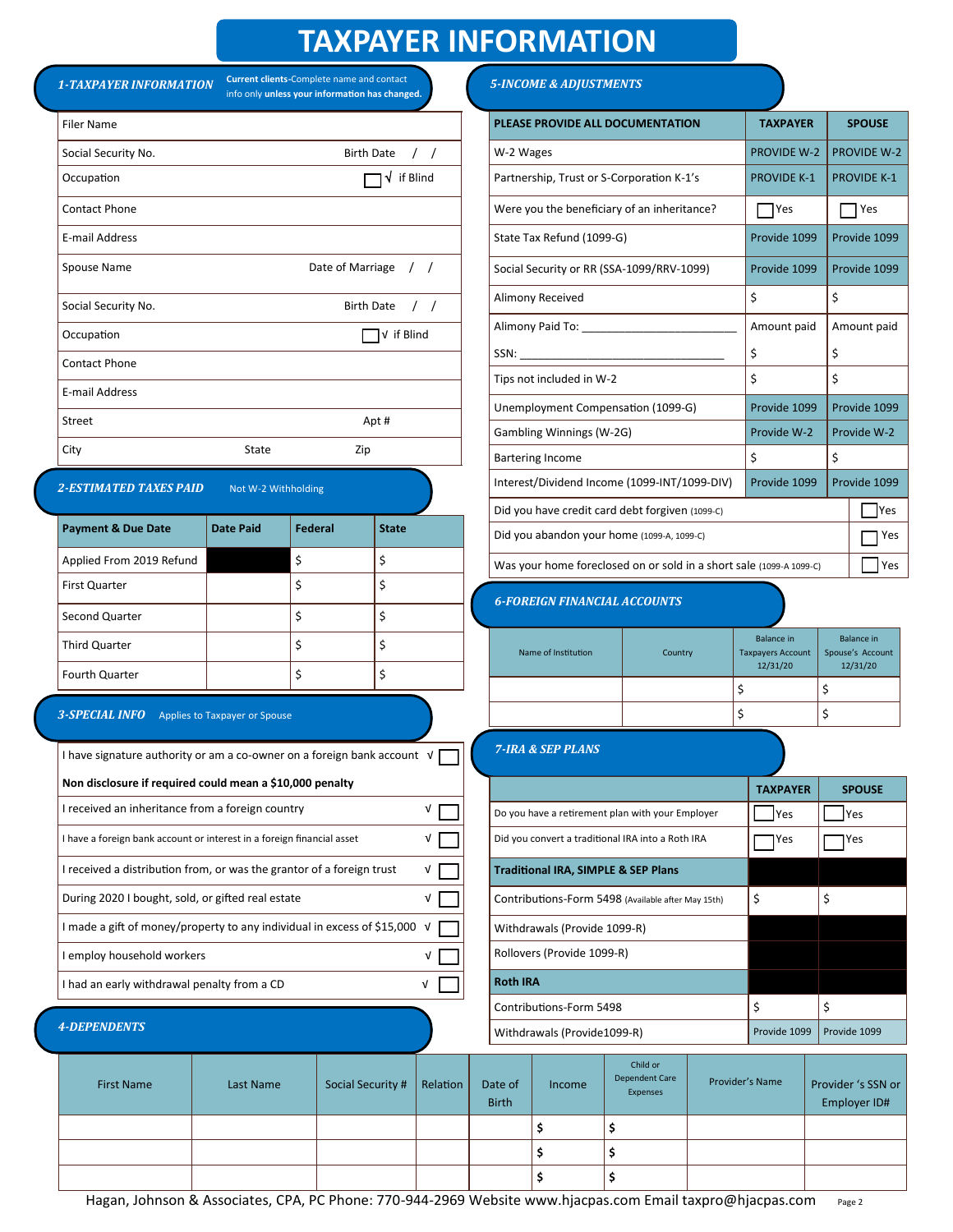# TAXPAYER INFORMATION

## 1-TAXPAYER INFORMATION

**Current clients**-Complete name and contact info only **unless your information has changed.**

| | | |
|---|---|---|
| Filer Name | | |
| Social Security No. | Birth Date / / | |
| Occupation | ☐ √ if Blind | |
| Contact Phone | | |
| E-mail Address | | |
| Spouse Name | Date of Marriage / / | |
| Social Security No. | Birth Date / / | |
| Occupation | ☐ √ if Blind | |
| Contact Phone | | |
| E-mail Address | | |
| Street | Apt # | |
| City | State | Zip |

## 2-ESTIMATED TAXES PAID

Not W-2 Withholding

| Payment & Due Date | Date Paid | Federal | State |
|---|---|---|---|
| Applied From 2019 Refund | | $ | $ |
| First Quarter | | $ | $ |
| Second Quarter | | $ | $ |
| Third Quarter | | $ | $ |
| Fourth Quarter | | $ | $ |

## 3-SPECIAL INFO

Applies to Taxpayer or Spouse

| | |
|---|---|
| I have signature authority or am a co-owner on a foreign bank account | √ ☐ |
| **Non disclosure if required could mean a $10,000 penalty** | |
| I received an inheritance from a foreign country | √ ☐ |
| I have a foreign bank account or interest in a foreign financial asset | √ ☐ |
| I received a distribution from, or was the grantor of a foreign trust | √ ☐ |
| During 2020 I bought, sold, or gifted real estate | √ ☐ |
| I made a gift of money/property to any individual in excess of $15,000 | √ ☐ |
| I employ household workers | √ ☐ |
| I had an early withdrawal penalty from a CD | √ ☐ |

## 5-INCOME & ADJUSTMENTS

| PLEASE PROVIDE ALL DOCUMENTATION | TAXPAYER | SPOUSE |
|---|---|---|
| W-2 Wages | PROVIDE W-2 | PROVIDE W-2 |
| Partnership, Trust or S-Corporation K-1's | PROVIDE K-1 | PROVIDE K-1 |
| Were you the beneficiary of an inheritance? | ☐ Yes | ☐ Yes |
| State Tax Refund (1099-G) | Provide 1099 | Provide 1099 |
| Social Security or RR (SSA-1099/RRV-1099) | Provide 1099 | Provide 1099 |
| Alimony Received | $ | $ |
| Alimony Paid To: ________________________ SSN: ________________________ | Amount paid $ | Amount paid $ |
| Tips not included in W-2 | $ | $ |
| Unemployment Compensation (1099-G) | Provide 1099 | Provide 1099 |
| Gambling Winnings (W-2G) | Provide W-2 | Provide W-2 |
| Bartering Income | $ | $ |
| Interest/Dividend Income (1099-INT/1099-DIV) | Provide 1099 | Provide 1099 |
| Did you have credit card debt forgiven (1099-C) | | ☐ Yes |
| Did you abandon your home (1099-A, 1099-C) | | ☐ Yes |
| Was your home foreclosed on or sold in a short sale (1099-A 1099-C) | | ☐ Yes |

## 6-FOREIGN FINANCIAL ACCOUNTS

| Name of Institution | Country | Balance in Taxpayers Account 12/31/20 | Balance in Spouse's Account 12/31/20 |
|---|---|---|---|
| | | $ | $ |
| | | $ | $ |

## 7-IRA & SEP PLANS

| | TAXPAYER | SPOUSE |
|---|---|---|
| Do you have a retirement plan with your Employer | ☐ Yes | ☐ Yes |
| Did you convert a traditional IRA into a Roth IRA | ☐ Yes | ☐ Yes |
| **Traditional IRA, SIMPLE & SEP Plans** | | |
| Contributions-Form 5498 (Available after May 15th) | $ | $ |
| Withdrawals (Provide 1099-R) | | |
| Rollovers (Provide 1099-R) | | |
| **Roth IRA** | | |
| Contributions-Form 5498 | $ | $ |
| Withdrawals (Provide1099-R) | Provide 1099 | Provide 1099 |

## 4-DEPENDENTS

| First Name | Last Name | Social Security # | Relation | Date of Birth | Income | Child or Dependent Care Expenses | Provider's Name | Provider 's SSN or Employer ID# |
|---|---|---|---|---|---|---|---|---|
| | | | | | $ | $ | | |
| | | | | | $ | $ | | |
| | | | | | $ | $ | | |

Hagan, Johnson & Associates, CPA, PC Phone: 770-944-2969 Website www.hjacpas.com Email taxpro@hjacpas.com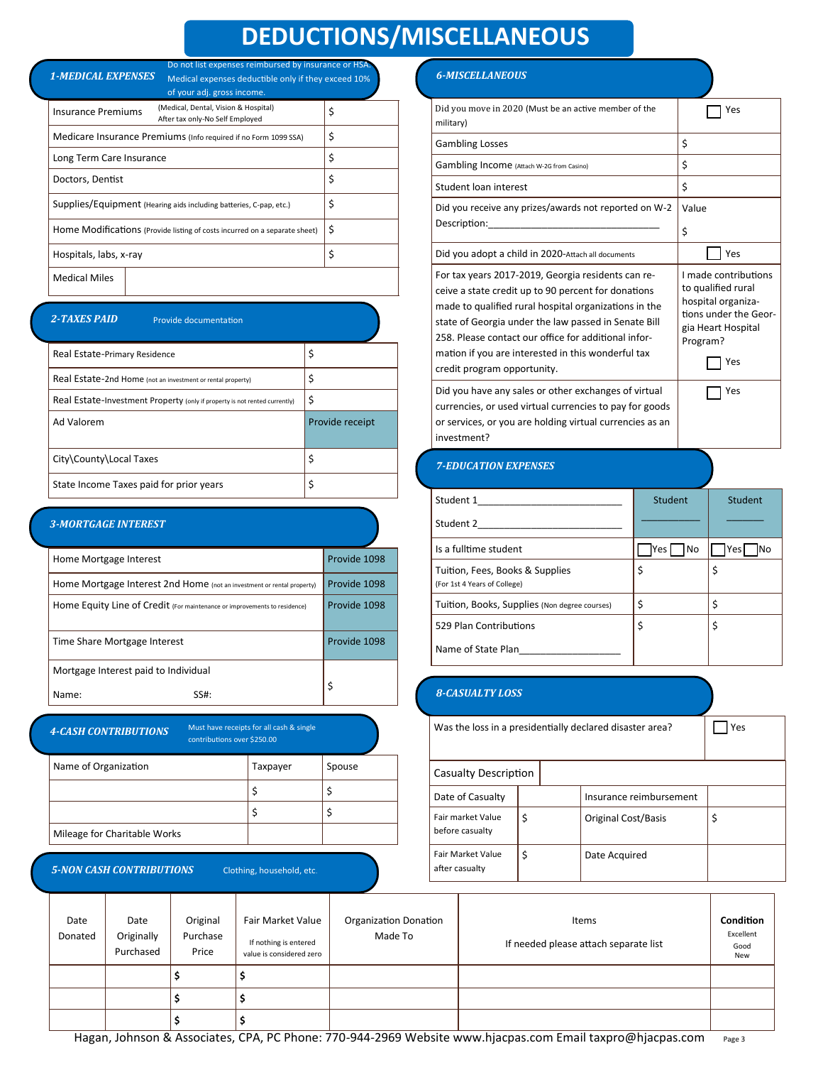# DEDUCTIONS/MISCELLANEOUS

## 1-MEDICAL EXPENSES

Do not list expenses reimbursed by insurance or HSA. Medical expenses deductible only if they exceed 10% of your adj. gross income.

| | |
|---|---|
| Insurance Premiums (Medical, Dental, Vision & Hospital) After tax only-No Self Employed | $ |
| Medicare Insurance Premiums (Info required if no Form 1099 SSA) | $ |
| Long Term Care Insurance | $ |
| Doctors, Dentist | $ |
| Supplies/Equipment (Hearing aids including batteries, C-pap, etc.) | $ |
| Home Modifications (Provide listing of costs incurred on a separate sheet) | $ |
| Hospitals, labs, x-ray | $ |
| Medical Miles | |

## 2-TAXES PAID

Provide documentation

| | |
|---|---|
| Real Estate-Primary Residence | $ |
| Real Estate-2nd Home (not an investment or rental property) | $ |
| Real Estate-Investment Property (only if property is not rented currently) | $ |
| Ad Valorem | Provide receipt |
| City\County\Local Taxes | $ |
| State Income Taxes paid for prior years | $ |

## 3-MORTGAGE INTEREST

| | |
|---|---|
| Home Mortgage Interest | Provide 1098 |
| Home Mortgage Interest 2nd Home (not an investment or rental property) | Provide 1098 |
| Home Equity Line of Credit (For maintenance or improvements to residence) | Provide 1098 |
| Time Share Mortgage Interest | Provide 1098 |
| Mortgage Interest paid to Individual<br>Name: SS#: | $ |

## 4-CASH CONTRIBUTIONS

Must have receipts for all cash & single contributions over $250.00

| Name of Organization | Taxpayer | Spouse |
|---|---|---|
| | $ | $ |
| | $ | $ |
| Mileage for Charitable Works | | |

## 5-NON CASH CONTRIBUTIONS

Clothing, household, etc.

| Date Donated | Date Originally Purchased | Original Purchase Price | Fair Market Value<br>If nothing is entered value is considered zero | Organization Donation Made To | Items<br>If needed please attach separate list | **Condition**<br>Excellent<br>Good<br>New |
|---|---|---|---|---|---|---|
| | | $ | $ | | | |
| | | $ | $ | | | |
| | | $ | $ | | | |

## 6-MISCELLANEOUS

| | |
|---|---|
| Did you move in 2020 (Must be an active member of the military) | ☐ Yes |
| Gambling Losses | $ |
| Gambling Income (Attach W-2G from Casino) | $ |
| Student loan interest | $ |
| Did you receive any prizes/awards not reported on W-2<br>Description:________________________________ | Value<br>$ |
| Did you adopt a child in 2020-Attach all documents | ☐ Yes |
| For tax years 2017-2019, Georgia residents can receive a state credit up to 90 percent for donations made to qualified rural hospital organizations in the state of Georgia under the law passed in Senate Bill 258. Please contact our office for additional information if you are interested in this wonderful tax credit program opportunity. | I made contributions to qualified rural hospital organizations under the Georgia Heart Hospital Program?<br>☐ Yes |
| Did you have any sales or other exchanges of virtual currencies, or used virtual currencies to pay for goods or services, or you are holding virtual currencies as an investment? | ☐ Yes |

## 7-EDUCATION EXPENSES

| Student 1___________________________<br>Student 2___________________________ | Student<br>__________ | Student<br>_______ |
|---|---|---|
| Is a fulltime student | ☐Yes ☐No | ☐Yes ☐No |
| Tuition, Fees, Books & Supplies (For 1st 4 Years of College) | $ | $ |
| Tuition, Books, Supplies (Non degree courses) | $ | $ |
| 529 Plan Contributions<br>Name of State Plan__________________ | $ | $ |

## 8-CASUALTY LOSS

| | |
|---|---|
| Was the loss in a presidentially declared disaster area? | ☐ Yes |

| Casualty Description | | | |
|---|---|---|---|
| Date of Casualty | | Insurance reimbursement | |
| Fair market Value before casualty | $ | Original Cost/Basis | $ |
| Fair Market Value after casualty | $ | Date Acquired | |

Hagan, Johnson & Associates, CPA, PC Phone: 770-944-2969 Website www.hjacpas.com Email taxpro@hjacpas.com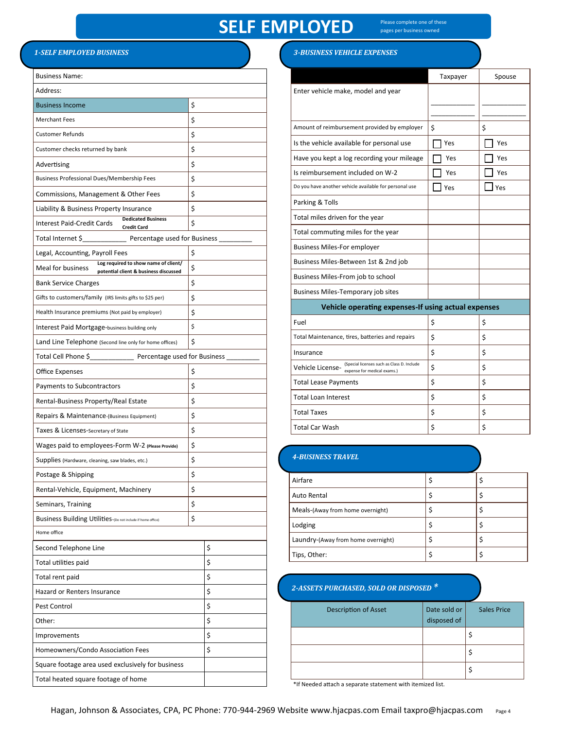# SELF EMPLOYED

Please complete one of these pages per business owned

## 1-SELF EMPLOYED BUSINESS

| Business Name: | |
|---|---|
| Address: | |
| Business Income | $ |
| Merchant Fees | $ |
| Customer Refunds | $ |
| Customer checks returned by bank | $ |
| Advertising | $ |
| Business Professional Dues/Membership Fees | $ |
| Commissions, Management & Other Fees | $ |
| Liability & Business Property Insurance | $ |
| Interest Paid-Credit Cards (Dedicated Business Credit Card) | $ |
| Total Internet $____________ Percentage used for Business _________ | |
| Legal, Accounting, Payroll Fees | $ |
| Meal for business (Log required to show name of client/ potential client & business discussed) | $ |
| Bank Service Charges | $ |
| Gifts to customers/family (IRS limits gifts to $25 per) | $ |
| Health Insurance premiums (Not paid by employer) | $ |
| Interest Paid Mortgage-business building only | $ |
| Land Line Telephone (Second line only for home offices) | $ |
| Total Cell Phone $____________ Percentage used for Business _________ | |
| Office Expenses | $ |
| Payments to Subcontractors | $ |
| Rental-Business Property/Real Estate | $ |
| Repairs & Maintenance-(Business Equipment) | $ |
| Taxes & Licenses-Secretary of State | $ |
| Wages paid to employees-Form W-2 (Please Provide) | $ |
| Supplies (Hardware, cleaning, saw blades, etc.) | $ |
| Postage & Shipping | $ |
| Rental-Vehicle, Equipment, Machinery | $ |
| Seminars, Training | $ |
| Business Building Utilities-(Do not include if home office) | $ |

Home office

| | |
|---|---|
| Second Telephone Line | $ |
| Total utilities paid | $ |
| Total rent paid | $ |
| Hazard or Renters Insurance | $ |
| Pest Control | $ |
| Other: | $ |
| Improvements | $ |
| Homeowners/Condo Association Fees | $ |
| Square footage area used exclusively for business | |
| Total heated square footage of home | |

## 3-BUSINESS VEHICLE EXPENSES

| | Taxpayer | Spouse |
|---|---|---|
| Enter vehicle make, model and year | ____________ ____________ | ____________ ____________ |
| Amount of reimbursement provided by employer | $ | $ |
| Is the vehicle available for personal use | ☐ Yes | ☐ Yes |
| Have you kept a log recording your mileage | ☐ Yes | ☐ Yes |
| Is reimbursement included on W-2 | ☐ Yes | ☐ Yes |
| Do you have another vehicle available for personal use | ☐ Yes | ☐ Yes |
| Parking & Tolls | | |
| Total miles driven for the year | | |
| Total commuting miles for the year | | |
| Business Miles-For employer | | |
| Business Miles-Between 1st & 2nd job | | |
| Business Miles-From job to school | | |
| Business Miles-Temporary job sites | | |
| **Vehicle operating expenses-If using actual expenses** | | |
| Fuel | $ | $ |
| Total Maintenance, tires, batteries and repairs | $ | $ |
| Insurance | $ | $ |
| Vehicle License- (Special licenses such as Class D. Include expense for medical exams.) | $ | $ |
| Total Lease Payments | $ | $ |
| Total Loan Interest | $ | $ |
| Total Taxes | $ | $ |
| Total Car Wash | $ | $ |

## 4-BUSINESS TRAVEL

| | | |
|---|---|---|
| Airfare | $ | $ |
| Auto Rental | $ | $ |
| Meals-(Away from home overnight) | $ | $ |
| Lodging | $ | $ |
| Laundry-(Away from home overnight) | $ | $ |
| Tips, Other: | $ | $ |

## 2-ASSETS PURCHASED, SOLD OR DISPOSED *

| Description of Asset | Date sold or disposed of | Sales Price |
|---|---|---|
| | | $ |
| | | $ |
| | | $ |

*If Needed attach a separate statement with itemized list.

Hagan, Johnson & Associates, CPA, PC Phone: 770-944-2969 Website www.hjacpas.com Email taxpro@hjacpas.com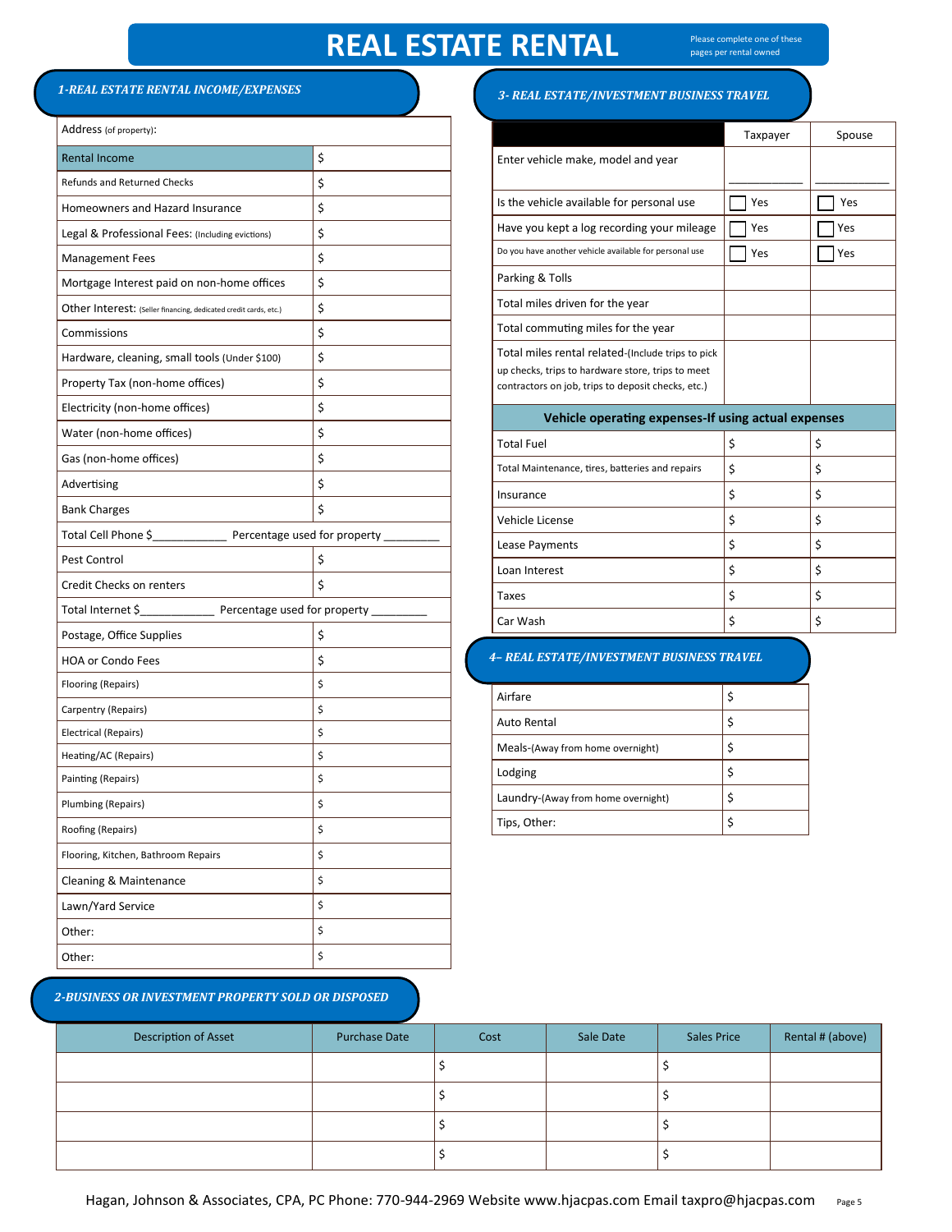# REAL ESTATE RENTAL

Please complete one of these pages per rental owned

## 1-REAL ESTATE RENTAL INCOME/EXPENSES

| Address (of property): | |
|---|---|
| Rental Income | $ |
| Refunds and Returned Checks | $ |
| Homeowners and Hazard Insurance | $ |
| Legal & Professional Fees: (Including evictions) | $ |
| Management Fees | $ |
| Mortgage Interest paid on non-home offices | $ |
| Other Interest: (Seller financing, dedicated credit cards, etc.) | $ |
| Commissions | $ |
| Hardware, cleaning, small tools (Under $100) | $ |
| Property Tax (non-home offices) | $ |
| Electricity (non-home offices) | $ |
| Water (non-home offices) | $ |
| Gas (non-home offices) | $ |
| Advertising | $ |
| Bank Charges | $ |
| Total Cell Phone $____________ Percentage used for property _________ | |
| Pest Control | $ |
| Credit Checks on renters | $ |
| Total Internet $____________ Percentage used for property _________ | |
| Postage, Office Supplies | $ |
| HOA or Condo Fees | $ |
| Flooring (Repairs) | $ |
| Carpentry (Repairs) | $ |
| Electrical (Repairs) | $ |
| Heating/AC (Repairs) | $ |
| Painting (Repairs) | $ |
| Plumbing (Repairs) | $ |
| Roofing (Repairs) | $ |
| Flooring, Kitchen, Bathroom Repairs | $ |
| Cleaning & Maintenance | $ |
| Lawn/Yard Service | $ |
| Other: | $ |
| Other: | $ |

## 3- REAL ESTATE/INVESTMENT BUSINESS TRAVEL

| | Taxpayer | Spouse |
|---|---|---|
| Enter vehicle make, model and year | ____________ | ____________ |
| Is the vehicle available for personal use | ☐ Yes | ☐ Yes |
| Have you kept a log recording your mileage | ☐ Yes | ☐ Yes |
| Do you have another vehicle available for personal use | ☐ Yes | ☐ Yes |
| Parking & Tolls | | |
| Total miles driven for the year | | |
| Total commuting miles for the year | | |
| Total miles rental related-(Include trips to pick up checks, trips to hardware store, trips to meet contractors on job, trips to deposit checks, etc.) | | |
| **Vehicle operating expenses-If using actual expenses** | | |
| Total Fuel | $ | $ |
| Total Maintenance, tires, batteries and repairs | $ | $ |
| Insurance | $ | $ |
| Vehicle License | $ | $ |
| Lease Payments | $ | $ |
| Loan Interest | $ | $ |
| Taxes | $ | $ |
| Car Wash | $ | $ |

## 4– REAL ESTATE/INVESTMENT BUSINESS TRAVEL

| | |
|---|---|
| Airfare | $ |
| Auto Rental | $ |
| Meals-(Away from home overnight) | $ |
| Lodging | $ |
| Laundry-(Away from home overnight) | $ |
| Tips, Other: | $ |

## 2-BUSINESS OR INVESTMENT PROPERTY SOLD OR DISPOSED

| Description of Asset | Purchase Date | Cost | Sale Date | Sales Price | Rental # (above) |
|---|---|---|---|---|---|
| | | $ | | $ | |
| | | $ | | $ | |
| | | $ | | $ | |
| | | $ | | $ | |

Hagan, Johnson & Associates, CPA, PC Phone: 770-944-2969 Website www.hjacpas.com Email taxpro@hjacpas.com